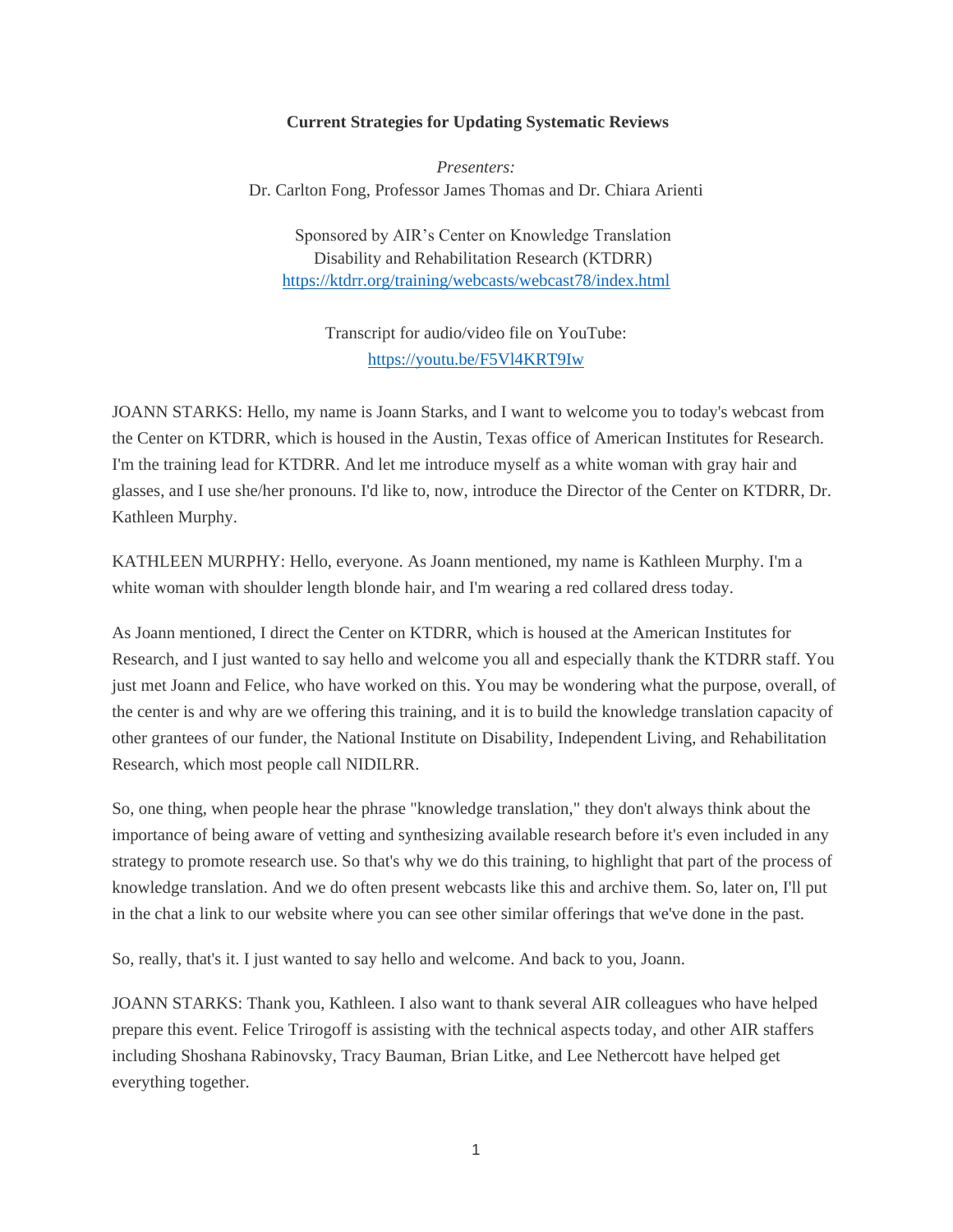**Current Strategies for Updating Systematic Reviews**

*Presenters:*
Dr. Carlton Fong, Professor James Thomas and Dr. Chiara Arienti

Sponsored by AIR's Center on Knowledge Translation
Disability and Rehabilitation Research (KTDRR)
https://ktdrr.org/training/webcasts/webcast78/index.html

Transcript for audio/video file on YouTube:
https://youtu.be/F5Vl4KRT9Iw

JOANN STARKS: Hello, my name is Joann Starks, and I want to welcome you to today's webcast from the Center on KTDRR, which is housed in the Austin, Texas office of American Institutes for Research. I'm the training lead for KTDRR. And let me introduce myself as a white woman with gray hair and glasses, and I use she/her pronouns. I'd like to, now, introduce the Director of the Center on KTDRR, Dr. Kathleen Murphy.

KATHLEEN MURPHY: Hello, everyone. As Joann mentioned, my name is Kathleen Murphy. I'm a white woman with shoulder length blonde hair, and I'm wearing a red collared dress today.

As Joann mentioned, I direct the Center on KTDRR, which is housed at the American Institutes for Research, and I just wanted to say hello and welcome you all and especially thank the KTDRR staff. You just met Joann and Felice, who have worked on this. You may be wondering what the purpose, overall, of the center is and why are we offering this training, and it is to build the knowledge translation capacity of other grantees of our funder, the National Institute on Disability, Independent Living, and Rehabilitation Research, which most people call NIDILRR.

So, one thing, when people hear the phrase "knowledge translation," they don't always think about the importance of being aware of vetting and synthesizing available research before it's even included in any strategy to promote research use. So that's why we do this training, to highlight that part of the process of knowledge translation. And we do often present webcasts like this and archive them. So, later on, I'll put in the chat a link to our website where you can see other similar offerings that we've done in the past.

So, really, that's it. I just wanted to say hello and welcome. And back to you, Joann.

JOANN STARKS: Thank you, Kathleen. I also want to thank several AIR colleagues who have helped prepare this event. Felice Trirogoff is assisting with the technical aspects today, and other AIR staffers including Shoshana Rabinovsky, Tracy Bauman, Brian Litke, and Lee Nethercott have helped get everything together.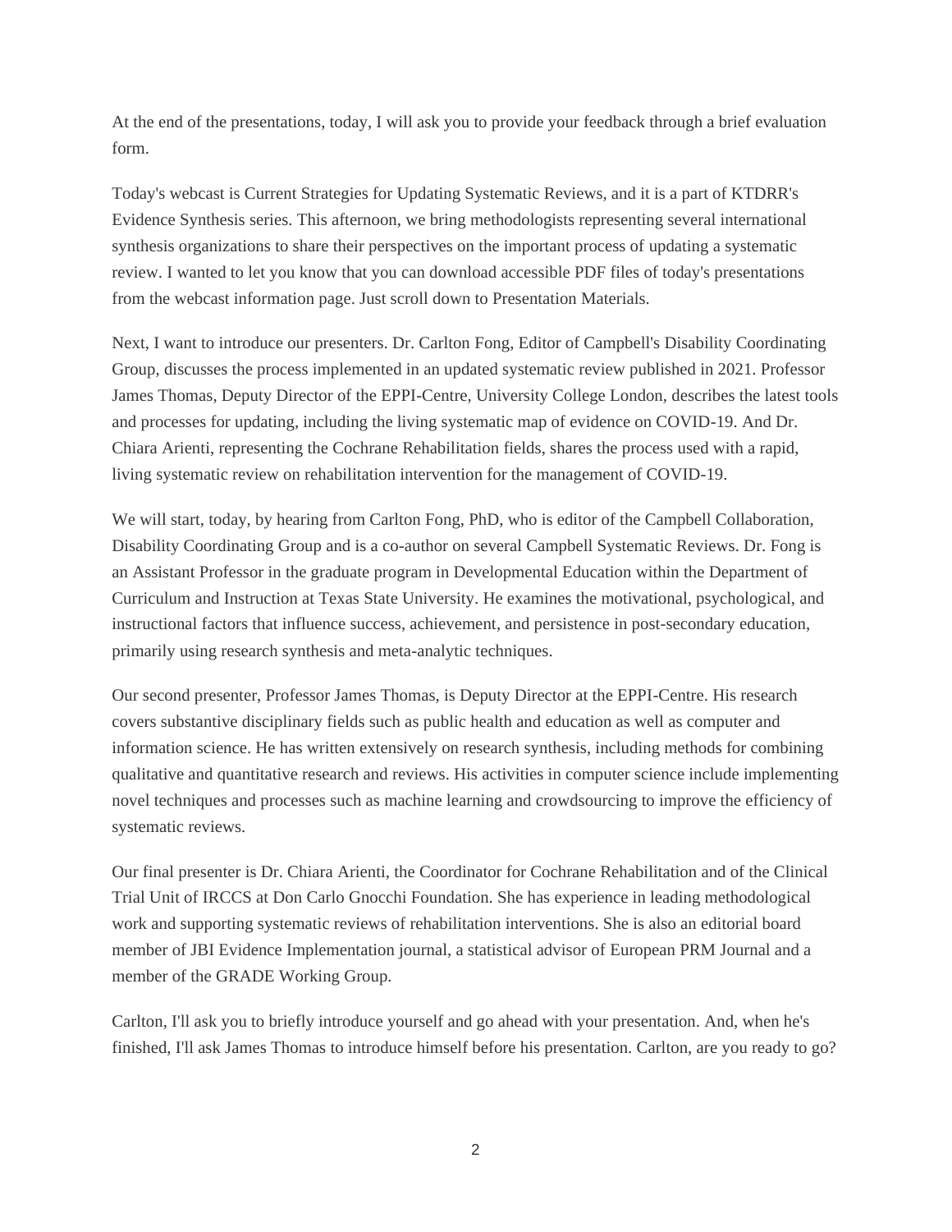At the end of the presentations, today, I will ask you to provide your feedback through a brief evaluation form.

Today's webcast is Current Strategies for Updating Systematic Reviews, and it is a part of KTDRR's Evidence Synthesis series. This afternoon, we bring methodologists representing several international synthesis organizations to share their perspectives on the important process of updating a systematic review. I wanted to let you know that you can download accessible PDF files of today's presentations from the webcast information page. Just scroll down to Presentation Materials.

Next, I want to introduce our presenters. Dr. Carlton Fong, Editor of Campbell's Disability Coordinating Group, discusses the process implemented in an updated systematic review published in 2021. Professor James Thomas, Deputy Director of the EPPI-Centre, University College London, describes the latest tools and processes for updating, including the living systematic map of evidence on COVID-19. And Dr. Chiara Arienti, representing the Cochrane Rehabilitation fields, shares the process used with a rapid, living systematic review on rehabilitation intervention for the management of COVID-19.

We will start, today, by hearing from Carlton Fong, PhD, who is editor of the Campbell Collaboration, Disability Coordinating Group and is a co-author on several Campbell Systematic Reviews. Dr. Fong is an Assistant Professor in the graduate program in Developmental Education within the Department of Curriculum and Instruction at Texas State University. He examines the motivational, psychological, and instructional factors that influence success, achievement, and persistence in post-secondary education, primarily using research synthesis and meta-analytic techniques.

Our second presenter, Professor James Thomas, is Deputy Director at the EPPI-Centre. His research covers substantive disciplinary fields such as public health and education as well as computer and information science. He has written extensively on research synthesis, including methods for combining qualitative and quantitative research and reviews. His activities in computer science include implementing novel techniques and processes such as machine learning and crowdsourcing to improve the efficiency of systematic reviews.

Our final presenter is Dr. Chiara Arienti, the Coordinator for Cochrane Rehabilitation and of the Clinical Trial Unit of IRCCS at Don Carlo Gnocchi Foundation. She has experience in leading methodological work and supporting systematic reviews of rehabilitation interventions. She is also an editorial board member of JBI Evidence Implementation journal, a statistical advisor of European PRM Journal and a member of the GRADE Working Group.

Carlton, I'll ask you to briefly introduce yourself and go ahead with your presentation. And, when he's finished, I'll ask James Thomas to introduce himself before his presentation. Carlton, are you ready to go?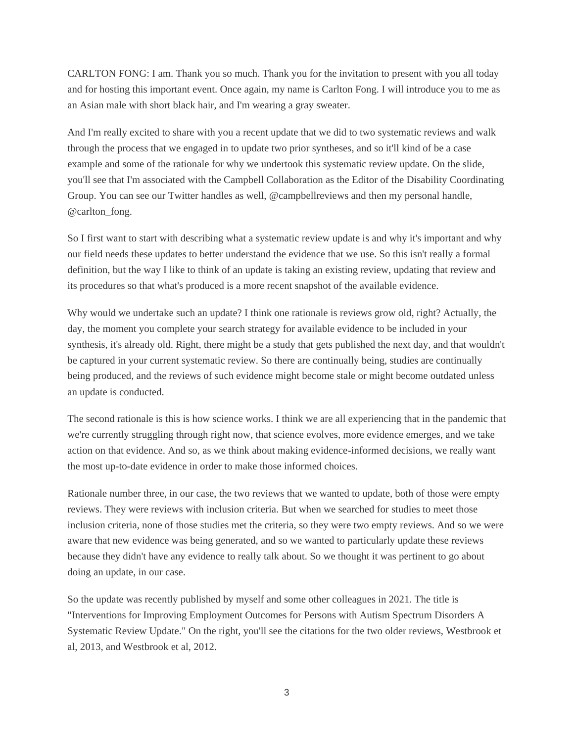CARLTON FONG: I am. Thank you so much. Thank you for the invitation to present with you all today and for hosting this important event. Once again, my name is Carlton Fong. I will introduce you to me as an Asian male with short black hair, and I'm wearing a gray sweater.

And I'm really excited to share with you a recent update that we did to two systematic reviews and walk through the process that we engaged in to update two prior syntheses, and so it'll kind of be a case example and some of the rationale for why we undertook this systematic review update. On the slide, you'll see that I'm associated with the Campbell Collaboration as the Editor of the Disability Coordinating Group. You can see our Twitter handles as well, @campbellreviews and then my personal handle, @carlton_fong.

So I first want to start with describing what a systematic review update is and why it's important and why our field needs these updates to better understand the evidence that we use. So this isn't really a formal definition, but the way I like to think of an update is taking an existing review, updating that review and its procedures so that what's produced is a more recent snapshot of the available evidence.

Why would we undertake such an update? I think one rationale is reviews grow old, right? Actually, the day, the moment you complete your search strategy for available evidence to be included in your synthesis, it's already old. Right, there might be a study that gets published the next day, and that wouldn't be captured in your current systematic review. So there are continually being, studies are continually being produced, and the reviews of such evidence might become stale or might become outdated unless an update is conducted.

The second rationale is this is how science works. I think we are all experiencing that in the pandemic that we're currently struggling through right now, that science evolves, more evidence emerges, and we take action on that evidence. And so, as we think about making evidence-informed decisions, we really want the most up-to-date evidence in order to make those informed choices.

Rationale number three, in our case, the two reviews that we wanted to update, both of those were empty reviews. They were reviews with inclusion criteria. But when we searched for studies to meet those inclusion criteria, none of those studies met the criteria, so they were two empty reviews. And so we were aware that new evidence was being generated, and so we wanted to particularly update these reviews because they didn't have any evidence to really talk about. So we thought it was pertinent to go about doing an update, in our case.

So the update was recently published by myself and some other colleagues in 2021. The title is "Interventions for Improving Employment Outcomes for Persons with Autism Spectrum Disorders A Systematic Review Update." On the right, you'll see the citations for the two older reviews, Westbrook et al, 2013, and Westbrook et al, 2012.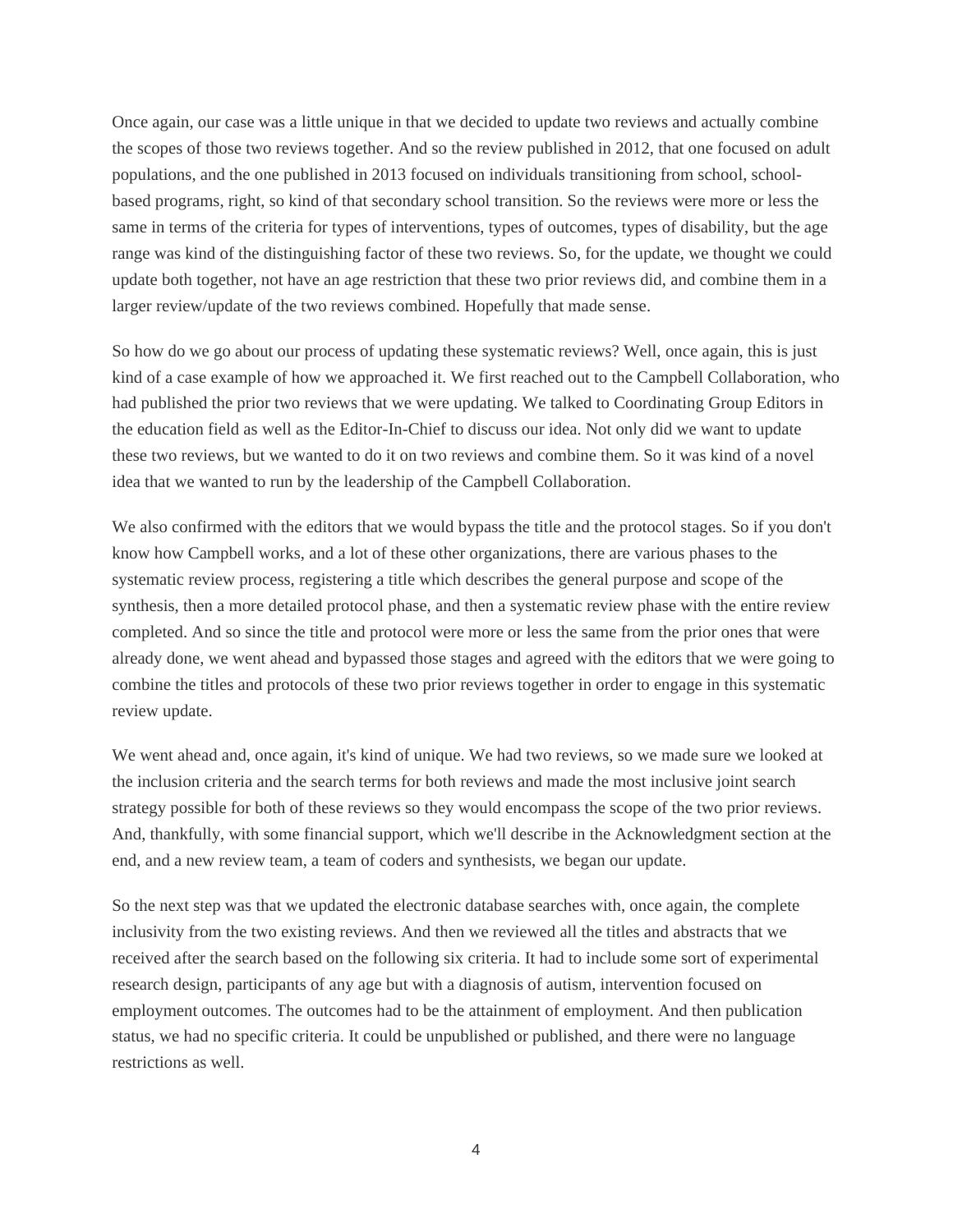Once again, our case was a little unique in that we decided to update two reviews and actually combine the scopes of those two reviews together. And so the review published in 2012, that one focused on adult populations, and the one published in 2013 focused on individuals transitioning from school, school-based programs, right, so kind of that secondary school transition. So the reviews were more or less the same in terms of the criteria for types of interventions, types of outcomes, types of disability, but the age range was kind of the distinguishing factor of these two reviews. So, for the update, we thought we could update both together, not have an age restriction that these two prior reviews did, and combine them in a larger review/update of the two reviews combined. Hopefully that made sense.

So how do we go about our process of updating these systematic reviews? Well, once again, this is just kind of a case example of how we approached it. We first reached out to the Campbell Collaboration, who had published the prior two reviews that we were updating. We talked to Coordinating Group Editors in the education field as well as the Editor-In-Chief to discuss our idea. Not only did we want to update these two reviews, but we wanted to do it on two reviews and combine them. So it was kind of a novel idea that we wanted to run by the leadership of the Campbell Collaboration.

We also confirmed with the editors that we would bypass the title and the protocol stages. So if you don't know how Campbell works, and a lot of these other organizations, there are various phases to the systematic review process, registering a title which describes the general purpose and scope of the synthesis, then a more detailed protocol phase, and then a systematic review phase with the entire review completed. And so since the title and protocol were more or less the same from the prior ones that were already done, we went ahead and bypassed those stages and agreed with the editors that we were going to combine the titles and protocols of these two prior reviews together in order to engage in this systematic review update.

We went ahead and, once again, it's kind of unique. We had two reviews, so we made sure we looked at the inclusion criteria and the search terms for both reviews and made the most inclusive joint search strategy possible for both of these reviews so they would encompass the scope of the two prior reviews. And, thankfully, with some financial support, which we'll describe in the Acknowledgment section at the end, and a new review team, a team of coders and synthesists, we began our update.

So the next step was that we updated the electronic database searches with, once again, the complete inclusivity from the two existing reviews. And then we reviewed all the titles and abstracts that we received after the search based on the following six criteria. It had to include some sort of experimental research design, participants of any age but with a diagnosis of autism, intervention focused on employment outcomes. The outcomes had to be the attainment of employment. And then publication status, we had no specific criteria. It could be unpublished or published, and there were no language restrictions as well.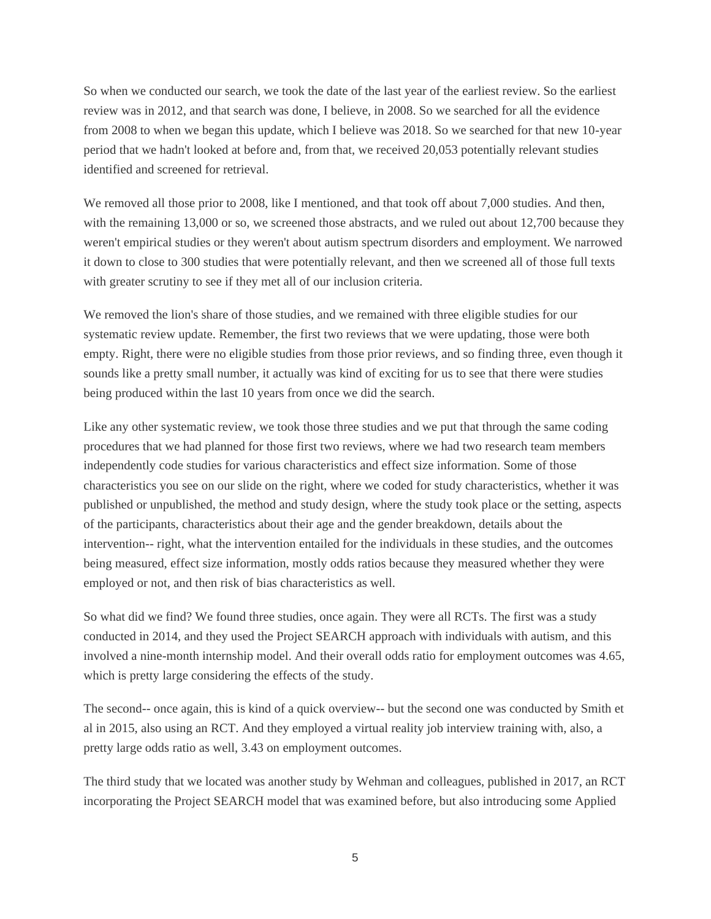So when we conducted our search, we took the date of the last year of the earliest review. So the earliest review was in 2012, and that search was done, I believe, in 2008. So we searched for all the evidence from 2008 to when we began this update, which I believe was 2018. So we searched for that new 10-year period that we hadn't looked at before and, from that, we received 20,053 potentially relevant studies identified and screened for retrieval.

We removed all those prior to 2008, like I mentioned, and that took off about 7,000 studies. And then, with the remaining 13,000 or so, we screened those abstracts, and we ruled out about 12,700 because they weren't empirical studies or they weren't about autism spectrum disorders and employment. We narrowed it down to close to 300 studies that were potentially relevant, and then we screened all of those full texts with greater scrutiny to see if they met all of our inclusion criteria.

We removed the lion's share of those studies, and we remained with three eligible studies for our systematic review update. Remember, the first two reviews that we were updating, those were both empty. Right, there were no eligible studies from those prior reviews, and so finding three, even though it sounds like a pretty small number, it actually was kind of exciting for us to see that there were studies being produced within the last 10 years from once we did the search.

Like any other systematic review, we took those three studies and we put that through the same coding procedures that we had planned for those first two reviews, where we had two research team members independently code studies for various characteristics and effect size information. Some of those characteristics you see on our slide on the right, where we coded for study characteristics, whether it was published or unpublished, the method and study design, where the study took place or the setting, aspects of the participants, characteristics about their age and the gender breakdown, details about the intervention-- right, what the intervention entailed for the individuals in these studies, and the outcomes being measured, effect size information, mostly odds ratios because they measured whether they were employed or not, and then risk of bias characteristics as well.

So what did we find? We found three studies, once again. They were all RCTs. The first was a study conducted in 2014, and they used the Project SEARCH approach with individuals with autism, and this involved a nine-month internship model. And their overall odds ratio for employment outcomes was 4.65, which is pretty large considering the effects of the study.

The second-- once again, this is kind of a quick overview-- but the second one was conducted by Smith et al in 2015, also using an RCT. And they employed a virtual reality job interview training with, also, a pretty large odds ratio as well, 3.43 on employment outcomes.

The third study that we located was another study by Wehman and colleagues, published in 2017, an RCT incorporating the Project SEARCH model that was examined before, but also introducing some Applied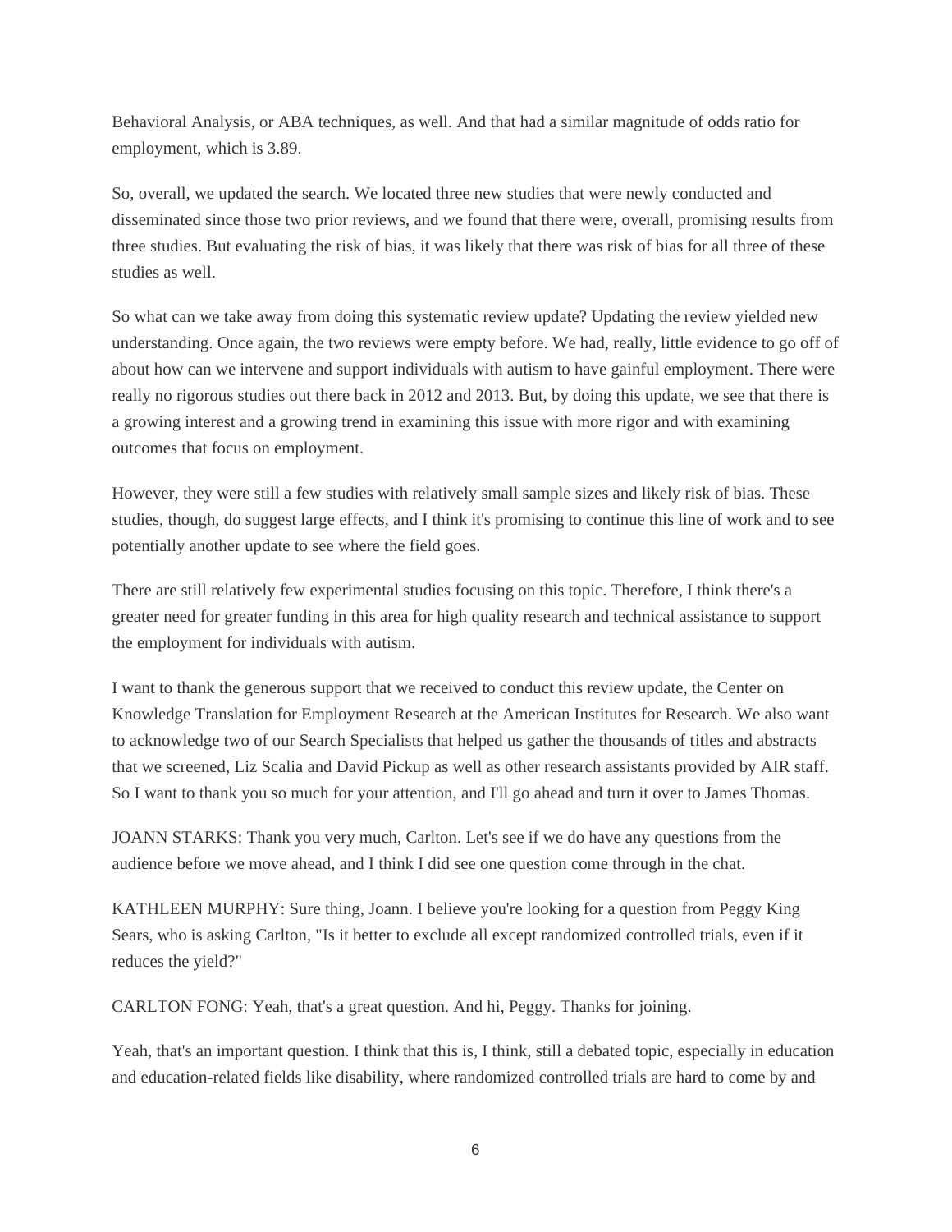Behavioral Analysis, or ABA techniques, as well. And that had a similar magnitude of odds ratio for employment, which is 3.89.

So, overall, we updated the search. We located three new studies that were newly conducted and disseminated since those two prior reviews, and we found that there were, overall, promising results from three studies. But evaluating the risk of bias, it was likely that there was risk of bias for all three of these studies as well.

So what can we take away from doing this systematic review update? Updating the review yielded new understanding. Once again, the two reviews were empty before. We had, really, little evidence to go off of about how can we intervene and support individuals with autism to have gainful employment. There were really no rigorous studies out there back in 2012 and 2013. But, by doing this update, we see that there is a growing interest and a growing trend in examining this issue with more rigor and with examining outcomes that focus on employment.

However, they were still a few studies with relatively small sample sizes and likely risk of bias. These studies, though, do suggest large effects, and I think it's promising to continue this line of work and to see potentially another update to see where the field goes.

There are still relatively few experimental studies focusing on this topic. Therefore, I think there's a greater need for greater funding in this area for high quality research and technical assistance to support the employment for individuals with autism.

I want to thank the generous support that we received to conduct this review update, the Center on Knowledge Translation for Employment Research at the American Institutes for Research. We also want to acknowledge two of our Search Specialists that helped us gather the thousands of titles and abstracts that we screened, Liz Scalia and David Pickup as well as other research assistants provided by AIR staff. So I want to thank you so much for your attention, and I'll go ahead and turn it over to James Thomas.

JOANN STARKS: Thank you very much, Carlton. Let's see if we do have any questions from the audience before we move ahead, and I think I did see one question come through in the chat.

KATHLEEN MURPHY: Sure thing, Joann. I believe you're looking for a question from Peggy King Sears, who is asking Carlton, "Is it better to exclude all except randomized controlled trials, even if it reduces the yield?"

CARLTON FONG: Yeah, that's a great question. And hi, Peggy. Thanks for joining.

Yeah, that's an important question. I think that this is, I think, still a debated topic, especially in education and education-related fields like disability, where randomized controlled trials are hard to come by and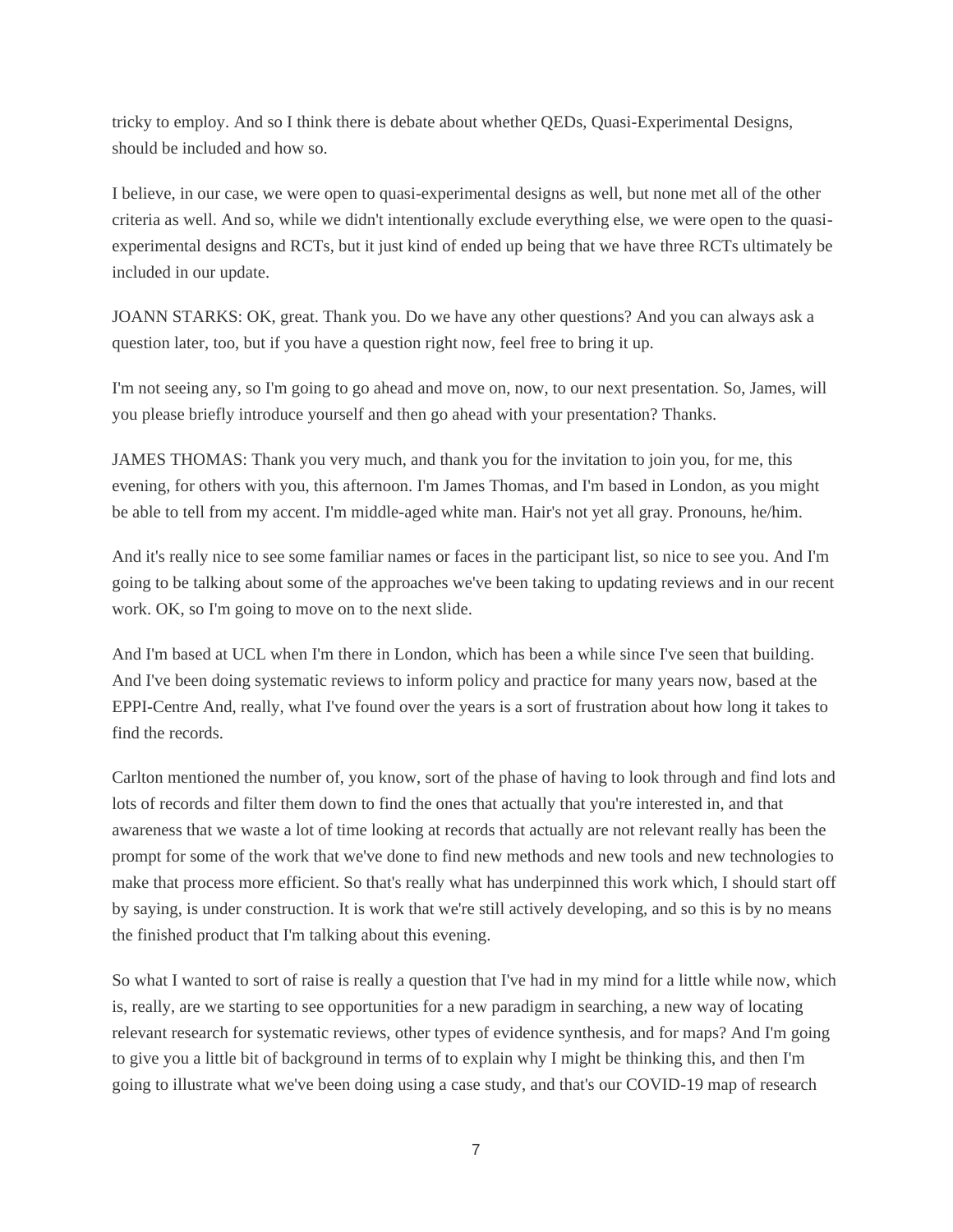tricky to employ. And so I think there is debate about whether QEDs, Quasi-Experimental Designs, should be included and how so.

I believe, in our case, we were open to quasi-experimental designs as well, but none met all of the other criteria as well. And so, while we didn't intentionally exclude everything else, we were open to the quasi-experimental designs and RCTs, but it just kind of ended up being that we have three RCTs ultimately be included in our update.

JOANN STARKS: OK, great. Thank you. Do we have any other questions? And you can always ask a question later, too, but if you have a question right now, feel free to bring it up.

I'm not seeing any, so I'm going to go ahead and move on, now, to our next presentation. So, James, will you please briefly introduce yourself and then go ahead with your presentation? Thanks.

JAMES THOMAS: Thank you very much, and thank you for the invitation to join you, for me, this evening, for others with you, this afternoon. I'm James Thomas, and I'm based in London, as you might be able to tell from my accent. I'm middle-aged white man. Hair's not yet all gray. Pronouns, he/him.

And it's really nice to see some familiar names or faces in the participant list, so nice to see you. And I'm going to be talking about some of the approaches we've been taking to updating reviews and in our recent work. OK, so I'm going to move on to the next slide.

And I'm based at UCL when I'm there in London, which has been a while since I've seen that building. And I've been doing systematic reviews to inform policy and practice for many years now, based at the EPPI-Centre And, really, what I've found over the years is a sort of frustration about how long it takes to find the records.

Carlton mentioned the number of, you know, sort of the phase of having to look through and find lots and lots of records and filter them down to find the ones that actually that you're interested in, and that awareness that we waste a lot of time looking at records that actually are not relevant really has been the prompt for some of the work that we've done to find new methods and new tools and new technologies to make that process more efficient. So that's really what has underpinned this work which, I should start off by saying, is under construction. It is work that we're still actively developing, and so this is by no means the finished product that I'm talking about this evening.

So what I wanted to sort of raise is really a question that I've had in my mind for a little while now, which is, really, are we starting to see opportunities for a new paradigm in searching, a new way of locating relevant research for systematic reviews, other types of evidence synthesis, and for maps? And I'm going to give you a little bit of background in terms of to explain why I might be thinking this, and then I'm going to illustrate what we've been doing using a case study, and that's our COVID-19 map of research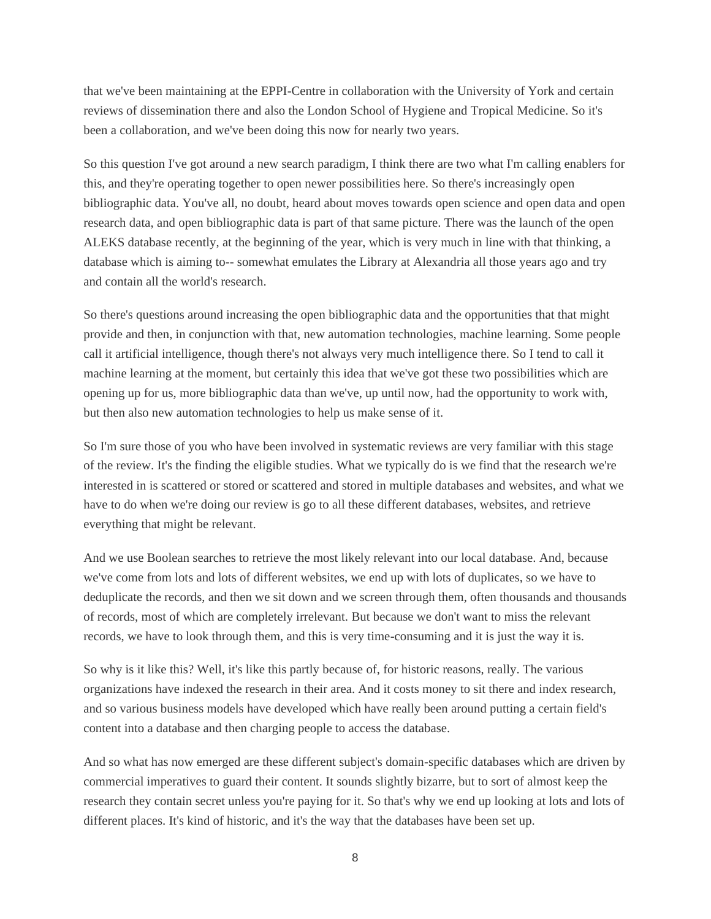that we've been maintaining at the EPPI-Centre in collaboration with the University of York and certain reviews of dissemination there and also the London School of Hygiene and Tropical Medicine. So it's been a collaboration, and we've been doing this now for nearly two years.

So this question I've got around a new search paradigm, I think there are two what I'm calling enablers for this, and they're operating together to open newer possibilities here. So there's increasingly open bibliographic data. You've all, no doubt, heard about moves towards open science and open data and open research data, and open bibliographic data is part of that same picture. There was the launch of the open ALEKS database recently, at the beginning of the year, which is very much in line with that thinking, a database which is aiming to-- somewhat emulates the Library at Alexandria all those years ago and try and contain all the world's research.

So there's questions around increasing the open bibliographic data and the opportunities that that might provide and then, in conjunction with that, new automation technologies, machine learning. Some people call it artificial intelligence, though there's not always very much intelligence there. So I tend to call it machine learning at the moment, but certainly this idea that we've got these two possibilities which are opening up for us, more bibliographic data than we've, up until now, had the opportunity to work with, but then also new automation technologies to help us make sense of it.

So I'm sure those of you who have been involved in systematic reviews are very familiar with this stage of the review. It's the finding the eligible studies. What we typically do is we find that the research we're interested in is scattered or stored or scattered and stored in multiple databases and websites, and what we have to do when we're doing our review is go to all these different databases, websites, and retrieve everything that might be relevant.

And we use Boolean searches to retrieve the most likely relevant into our local database. And, because we've come from lots and lots of different websites, we end up with lots of duplicates, so we have to deduplicate the records, and then we sit down and we screen through them, often thousands and thousands of records, most of which are completely irrelevant. But because we don't want to miss the relevant records, we have to look through them, and this is very time-consuming and it is just the way it is.

So why is it like this? Well, it's like this partly because of, for historic reasons, really. The various organizations have indexed the research in their area. And it costs money to sit there and index research, and so various business models have developed which have really been around putting a certain field's content into a database and then charging people to access the database.

And so what has now emerged are these different subject's domain-specific databases which are driven by commercial imperatives to guard their content. It sounds slightly bizarre, but to sort of almost keep the research they contain secret unless you're paying for it. So that's why we end up looking at lots and lots of different places. It's kind of historic, and it's the way that the databases have been set up.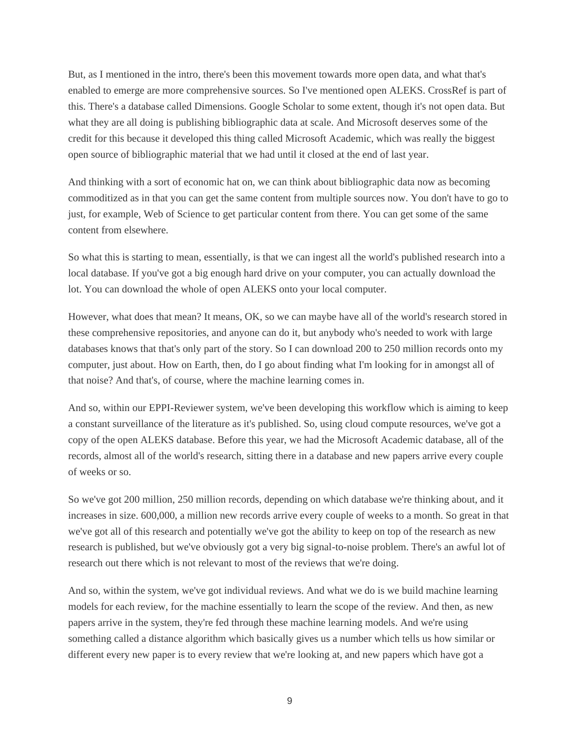But, as I mentioned in the intro, there's been this movement towards more open data, and what that's enabled to emerge are more comprehensive sources. So I've mentioned open ALEKS. CrossRef is part of this. There's a database called Dimensions. Google Scholar to some extent, though it's not open data. But what they are all doing is publishing bibliographic data at scale. And Microsoft deserves some of the credit for this because it developed this thing called Microsoft Academic, which was really the biggest open source of bibliographic material that we had until it closed at the end of last year.

And thinking with a sort of economic hat on, we can think about bibliographic data now as becoming commoditized as in that you can get the same content from multiple sources now. You don't have to go to just, for example, Web of Science to get particular content from there. You can get some of the same content from elsewhere.

So what this is starting to mean, essentially, is that we can ingest all the world's published research into a local database. If you've got a big enough hard drive on your computer, you can actually download the lot. You can download the whole of open ALEKS onto your local computer.

However, what does that mean? It means, OK, so we can maybe have all of the world's research stored in these comprehensive repositories, and anyone can do it, but anybody who's needed to work with large databases knows that that's only part of the story. So I can download 200 to 250 million records onto my computer, just about. How on Earth, then, do I go about finding what I'm looking for in amongst all of that noise? And that's, of course, where the machine learning comes in.

And so, within our EPPI-Reviewer system, we've been developing this workflow which is aiming to keep a constant surveillance of the literature as it's published. So, using cloud compute resources, we've got a copy of the open ALEKS database. Before this year, we had the Microsoft Academic database, all of the records, almost all of the world's research, sitting there in a database and new papers arrive every couple of weeks or so.

So we've got 200 million, 250 million records, depending on which database we're thinking about, and it increases in size. 600,000, a million new records arrive every couple of weeks to a month. So great in that we've got all of this research and potentially we've got the ability to keep on top of the research as new research is published, but we've obviously got a very big signal-to-noise problem. There's an awful lot of research out there which is not relevant to most of the reviews that we're doing.

And so, within the system, we've got individual reviews. And what we do is we build machine learning models for each review, for the machine essentially to learn the scope of the review. And then, as new papers arrive in the system, they're fed through these machine learning models. And we're using something called a distance algorithm which basically gives us a number which tells us how similar or different every new paper is to every review that we're looking at, and new papers which have got a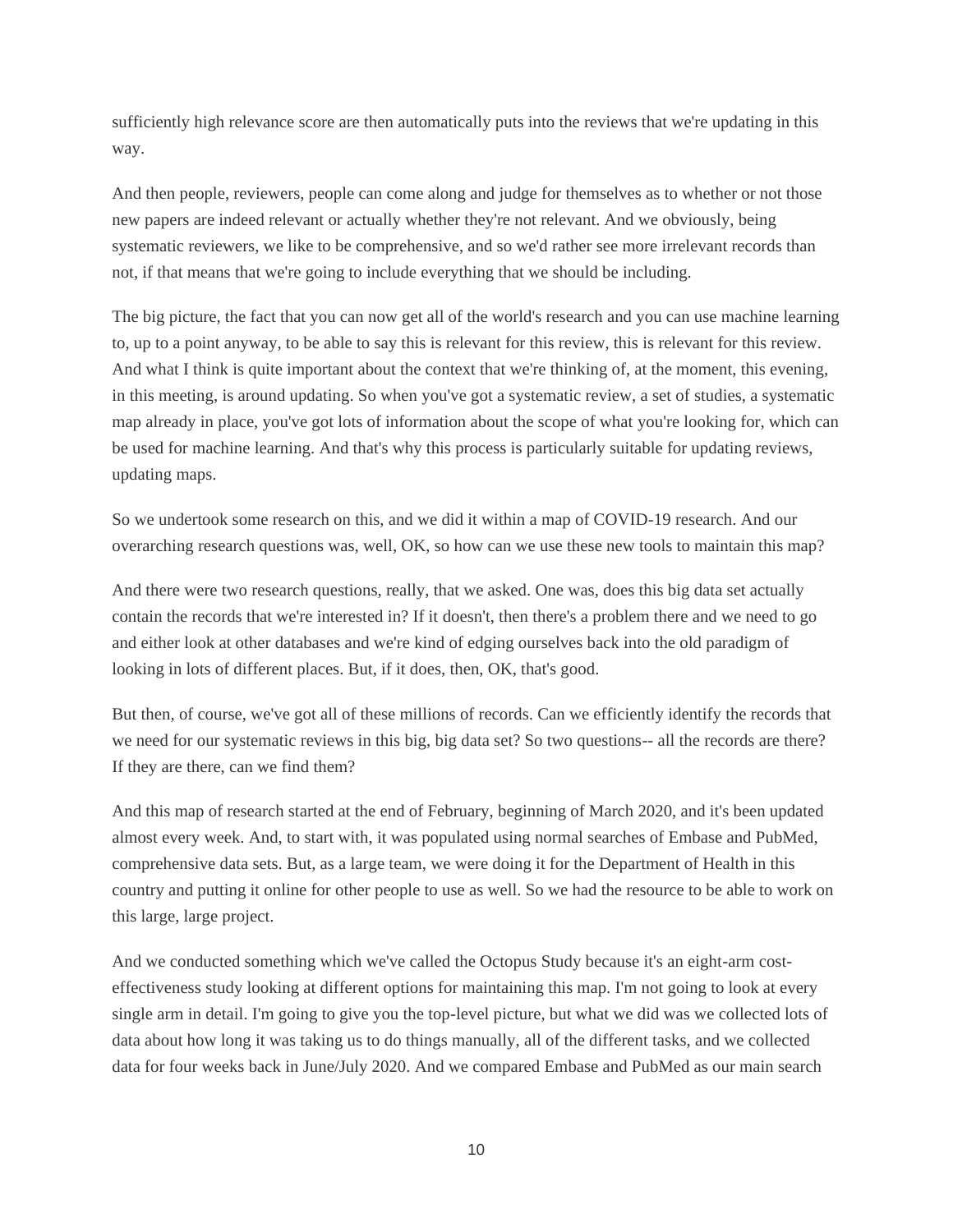sufficiently high relevance score are then automatically puts into the reviews that we're updating in this way.

And then people, reviewers, people can come along and judge for themselves as to whether or not those new papers are indeed relevant or actually whether they're not relevant. And we obviously, being systematic reviewers, we like to be comprehensive, and so we'd rather see more irrelevant records than not, if that means that we're going to include everything that we should be including.

The big picture, the fact that you can now get all of the world's research and you can use machine learning to, up to a point anyway, to be able to say this is relevant for this review, this is relevant for this review. And what I think is quite important about the context that we're thinking of, at the moment, this evening, in this meeting, is around updating. So when you've got a systematic review, a set of studies, a systematic map already in place, you've got lots of information about the scope of what you're looking for, which can be used for machine learning. And that's why this process is particularly suitable for updating reviews, updating maps.

So we undertook some research on this, and we did it within a map of COVID-19 research. And our overarching research questions was, well, OK, so how can we use these new tools to maintain this map?

And there were two research questions, really, that we asked. One was, does this big data set actually contain the records that we're interested in? If it doesn't, then there's a problem there and we need to go and either look at other databases and we're kind of edging ourselves back into the old paradigm of looking in lots of different places. But, if it does, then, OK, that's good.

But then, of course, we've got all of these millions of records. Can we efficiently identify the records that we need for our systematic reviews in this big, big data set? So two questions-- all the records are there? If they are there, can we find them?

And this map of research started at the end of February, beginning of March 2020, and it's been updated almost every week. And, to start with, it was populated using normal searches of Embase and PubMed, comprehensive data sets. But, as a large team, we were doing it for the Department of Health in this country and putting it online for other people to use as well. So we had the resource to be able to work on this large, large project.

And we conducted something which we've called the Octopus Study because it's an eight-arm cost-effectiveness study looking at different options for maintaining this map. I'm not going to look at every single arm in detail. I'm going to give you the top-level picture, but what we did was we collected lots of data about how long it was taking us to do things manually, all of the different tasks, and we collected data for four weeks back in June/July 2020. And we compared Embase and PubMed as our main search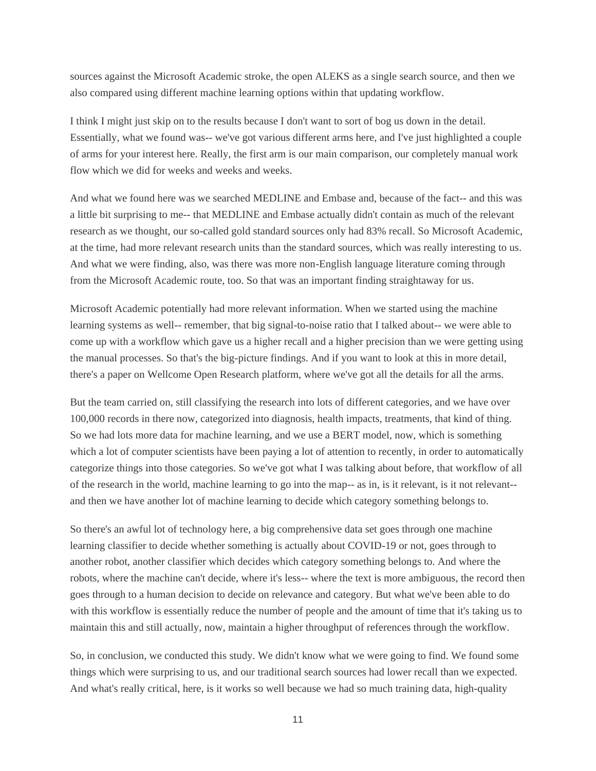sources against the Microsoft Academic stroke, the open ALEKS as a single search source, and then we also compared using different machine learning options within that updating workflow.

I think I might just skip on to the results because I don't want to sort of bog us down in the detail. Essentially, what we found was-- we've got various different arms here, and I've just highlighted a couple of arms for your interest here. Really, the first arm is our main comparison, our completely manual work flow which we did for weeks and weeks and weeks.

And what we found here was we searched MEDLINE and Embase and, because of the fact-- and this was a little bit surprising to me-- that MEDLINE and Embase actually didn't contain as much of the relevant research as we thought, our so-called gold standard sources only had 83% recall. So Microsoft Academic, at the time, had more relevant research units than the standard sources, which was really interesting to us. And what we were finding, also, was there was more non-English language literature coming through from the Microsoft Academic route, too. So that was an important finding straightaway for us.

Microsoft Academic potentially had more relevant information. When we started using the machine learning systems as well-- remember, that big signal-to-noise ratio that I talked about-- we were able to come up with a workflow which gave us a higher recall and a higher precision than we were getting using the manual processes. So that's the big-picture findings. And if you want to look at this in more detail, there's a paper on Wellcome Open Research platform, where we've got all the details for all the arms.

But the team carried on, still classifying the research into lots of different categories, and we have over 100,000 records in there now, categorized into diagnosis, health impacts, treatments, that kind of thing. So we had lots more data for machine learning, and we use a BERT model, now, which is something which a lot of computer scientists have been paying a lot of attention to recently, in order to automatically categorize things into those categories. So we've got what I was talking about before, that workflow of all of the research in the world, machine learning to go into the map-- as in, is it relevant, is it not relevant-- and then we have another lot of machine learning to decide which category something belongs to.

So there's an awful lot of technology here, a big comprehensive data set goes through one machine learning classifier to decide whether something is actually about COVID-19 or not, goes through to another robot, another classifier which decides which category something belongs to. And where the robots, where the machine can't decide, where it's less-- where the text is more ambiguous, the record then goes through to a human decision to decide on relevance and category. But what we've been able to do with this workflow is essentially reduce the number of people and the amount of time that it's taking us to maintain this and still actually, now, maintain a higher throughput of references through the workflow.

So, in conclusion, we conducted this study. We didn't know what we were going to find. We found some things which were surprising to us, and our traditional search sources had lower recall than we expected. And what's really critical, here, is it works so well because we had so much training data, high-quality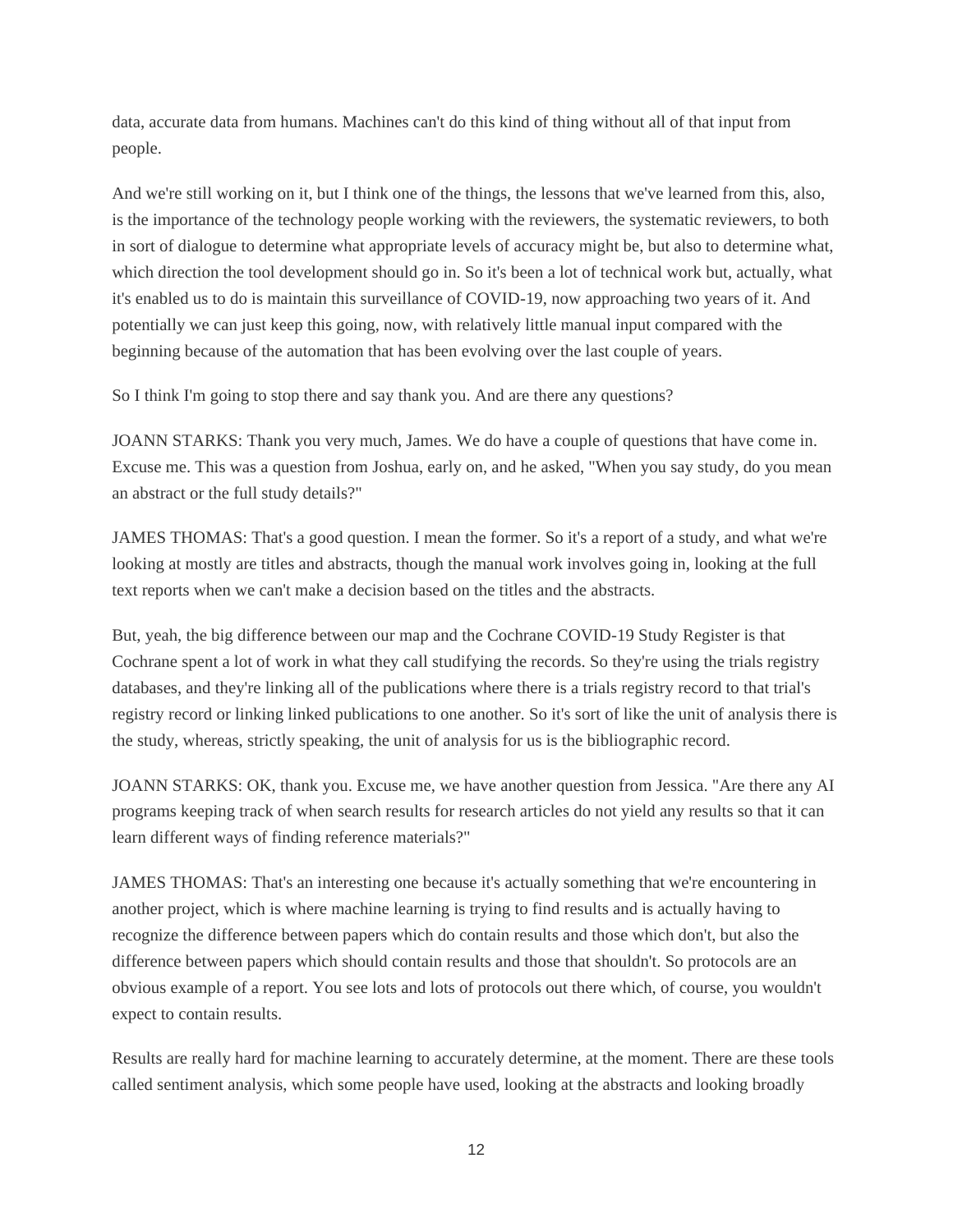data, accurate data from humans. Machines can't do this kind of thing without all of that input from people.

And we're still working on it, but I think one of the things, the lessons that we've learned from this, also, is the importance of the technology people working with the reviewers, the systematic reviewers, to both in sort of dialogue to determine what appropriate levels of accuracy might be, but also to determine what, which direction the tool development should go in. So it's been a lot of technical work but, actually, what it's enabled us to do is maintain this surveillance of COVID-19, now approaching two years of it. And potentially we can just keep this going, now, with relatively little manual input compared with the beginning because of the automation that has been evolving over the last couple of years.

So I think I'm going to stop there and say thank you. And are there any questions?

JOANN STARKS: Thank you very much, James. We do have a couple of questions that have come in. Excuse me. This was a question from Joshua, early on, and he asked, "When you say study, do you mean an abstract or the full study details?"

JAMES THOMAS: That's a good question. I mean the former. So it's a report of a study, and what we're looking at mostly are titles and abstracts, though the manual work involves going in, looking at the full text reports when we can't make a decision based on the titles and the abstracts.

But, yeah, the big difference between our map and the Cochrane COVID-19 Study Register is that Cochrane spent a lot of work in what they call studifying the records. So they're using the trials registry databases, and they're linking all of the publications where there is a trials registry record to that trial's registry record or linking linked publications to one another. So it's sort of like the unit of analysis there is the study, whereas, strictly speaking, the unit of analysis for us is the bibliographic record.

JOANN STARKS: OK, thank you. Excuse me, we have another question from Jessica. "Are there any AI programs keeping track of when search results for research articles do not yield any results so that it can learn different ways of finding reference materials?"

JAMES THOMAS: That's an interesting one because it's actually something that we're encountering in another project, which is where machine learning is trying to find results and is actually having to recognize the difference between papers which do contain results and those which don't, but also the difference between papers which should contain results and those that shouldn't. So protocols are an obvious example of a report. You see lots and lots of protocols out there which, of course, you wouldn't expect to contain results.

Results are really hard for machine learning to accurately determine, at the moment. There are these tools called sentiment analysis, which some people have used, looking at the abstracts and looking broadly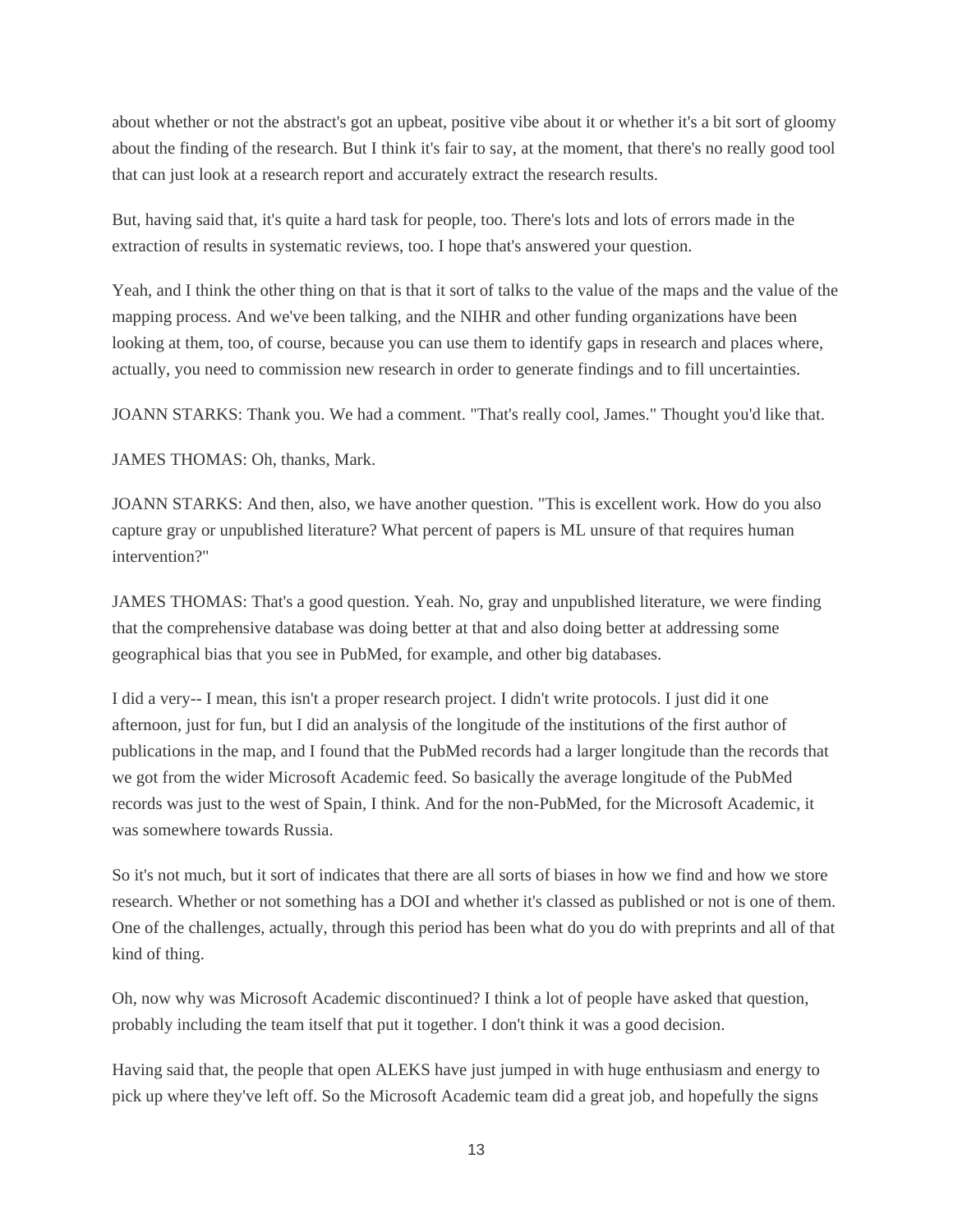about whether or not the abstract's got an upbeat, positive vibe about it or whether it's a bit sort of gloomy about the finding of the research. But I think it's fair to say, at the moment, that there's no really good tool that can just look at a research report and accurately extract the research results.

But, having said that, it's quite a hard task for people, too. There's lots and lots of errors made in the extraction of results in systematic reviews, too. I hope that's answered your question.

Yeah, and I think the other thing on that is that it sort of talks to the value of the maps and the value of the mapping process. And we've been talking, and the NIHR and other funding organizations have been looking at them, too, of course, because you can use them to identify gaps in research and places where, actually, you need to commission new research in order to generate findings and to fill uncertainties.

JOANN STARKS: Thank you. We had a comment. "That's really cool, James." Thought you'd like that.

JAMES THOMAS: Oh, thanks, Mark.

JOANN STARKS: And then, also, we have another question. "This is excellent work. How do you also capture gray or unpublished literature? What percent of papers is ML unsure of that requires human intervention?"

JAMES THOMAS: That's a good question. Yeah. No, gray and unpublished literature, we were finding that the comprehensive database was doing better at that and also doing better at addressing some geographical bias that you see in PubMed, for example, and other big databases.

I did a very-- I mean, this isn't a proper research project. I didn't write protocols. I just did it one afternoon, just for fun, but I did an analysis of the longitude of the institutions of the first author of publications in the map, and I found that the PubMed records had a larger longitude than the records that we got from the wider Microsoft Academic feed. So basically the average longitude of the PubMed records was just to the west of Spain, I think. And for the non-PubMed, for the Microsoft Academic, it was somewhere towards Russia.

So it's not much, but it sort of indicates that there are all sorts of biases in how we find and how we store research. Whether or not something has a DOI and whether it's classed as published or not is one of them. One of the challenges, actually, through this period has been what do you do with preprints and all of that kind of thing.

Oh, now why was Microsoft Academic discontinued? I think a lot of people have asked that question, probably including the team itself that put it together. I don't think it was a good decision.

Having said that, the people that open ALEKS have just jumped in with huge enthusiasm and energy to pick up where they've left off. So the Microsoft Academic team did a great job, and hopefully the signs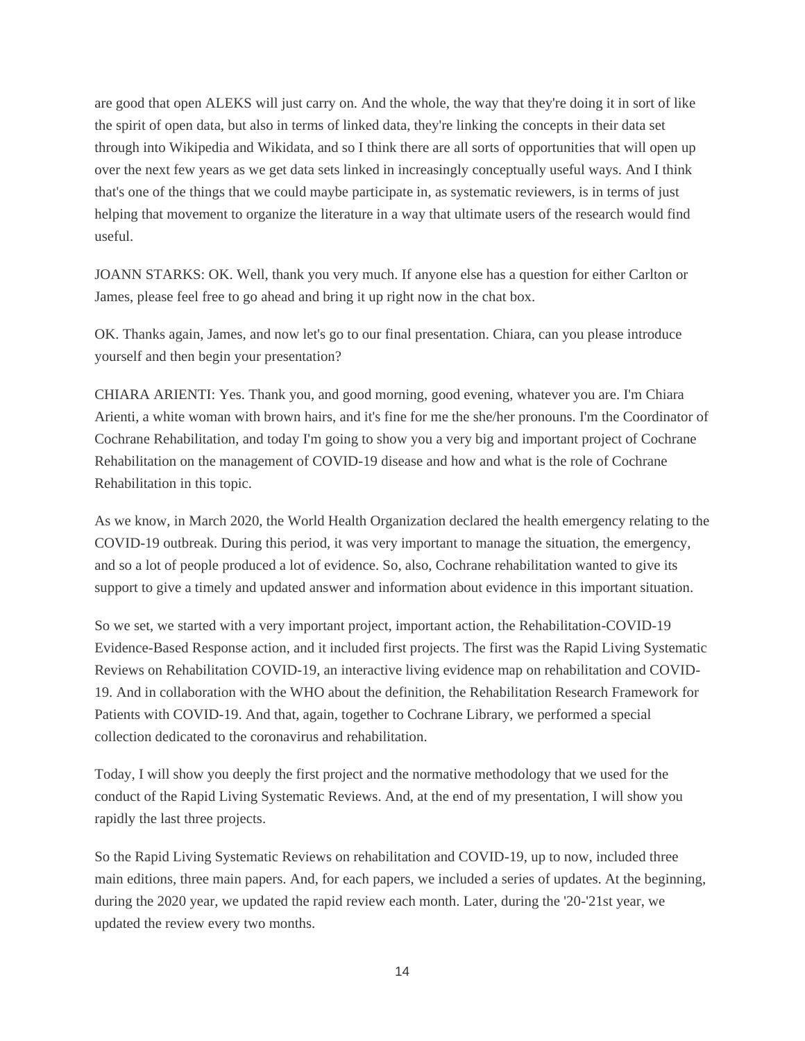are good that open ALEKS will just carry on. And the whole, the way that they're doing it in sort of like the spirit of open data, but also in terms of linked data, they're linking the concepts in their data set through into Wikipedia and Wikidata, and so I think there are all sorts of opportunities that will open up over the next few years as we get data sets linked in increasingly conceptually useful ways. And I think that's one of the things that we could maybe participate in, as systematic reviewers, is in terms of just helping that movement to organize the literature in a way that ultimate users of the research would find useful.

JOANN STARKS: OK. Well, thank you very much. If anyone else has a question for either Carlton or James, please feel free to go ahead and bring it up right now in the chat box.

OK. Thanks again, James, and now let's go to our final presentation. Chiara, can you please introduce yourself and then begin your presentation?

CHIARA ARIENTI: Yes. Thank you, and good morning, good evening, whatever you are. I'm Chiara Arienti, a white woman with brown hairs, and it's fine for me the she/her pronouns. I'm the Coordinator of Cochrane Rehabilitation, and today I'm going to show you a very big and important project of Cochrane Rehabilitation on the management of COVID-19 disease and how and what is the role of Cochrane Rehabilitation in this topic.

As we know, in March 2020, the World Health Organization declared the health emergency relating to the COVID-19 outbreak. During this period, it was very important to manage the situation, the emergency, and so a lot of people produced a lot of evidence. So, also, Cochrane rehabilitation wanted to give its support to give a timely and updated answer and information about evidence in this important situation.

So we set, we started with a very important project, important action, the Rehabilitation-COVID-19 Evidence-Based Response action, and it included first projects. The first was the Rapid Living Systematic Reviews on Rehabilitation COVID-19, an interactive living evidence map on rehabilitation and COVID-19. And in collaboration with the WHO about the definition, the Rehabilitation Research Framework for Patients with COVID-19. And that, again, together to Cochrane Library, we performed a special collection dedicated to the coronavirus and rehabilitation.

Today, I will show you deeply the first project and the normative methodology that we used for the conduct of the Rapid Living Systematic Reviews. And, at the end of my presentation, I will show you rapidly the last three projects.

So the Rapid Living Systematic Reviews on rehabilitation and COVID-19, up to now, included three main editions, three main papers. And, for each papers, we included a series of updates. At the beginning, during the 2020 year, we updated the rapid review each month. Later, during the '20-'21st year, we updated the review every two months.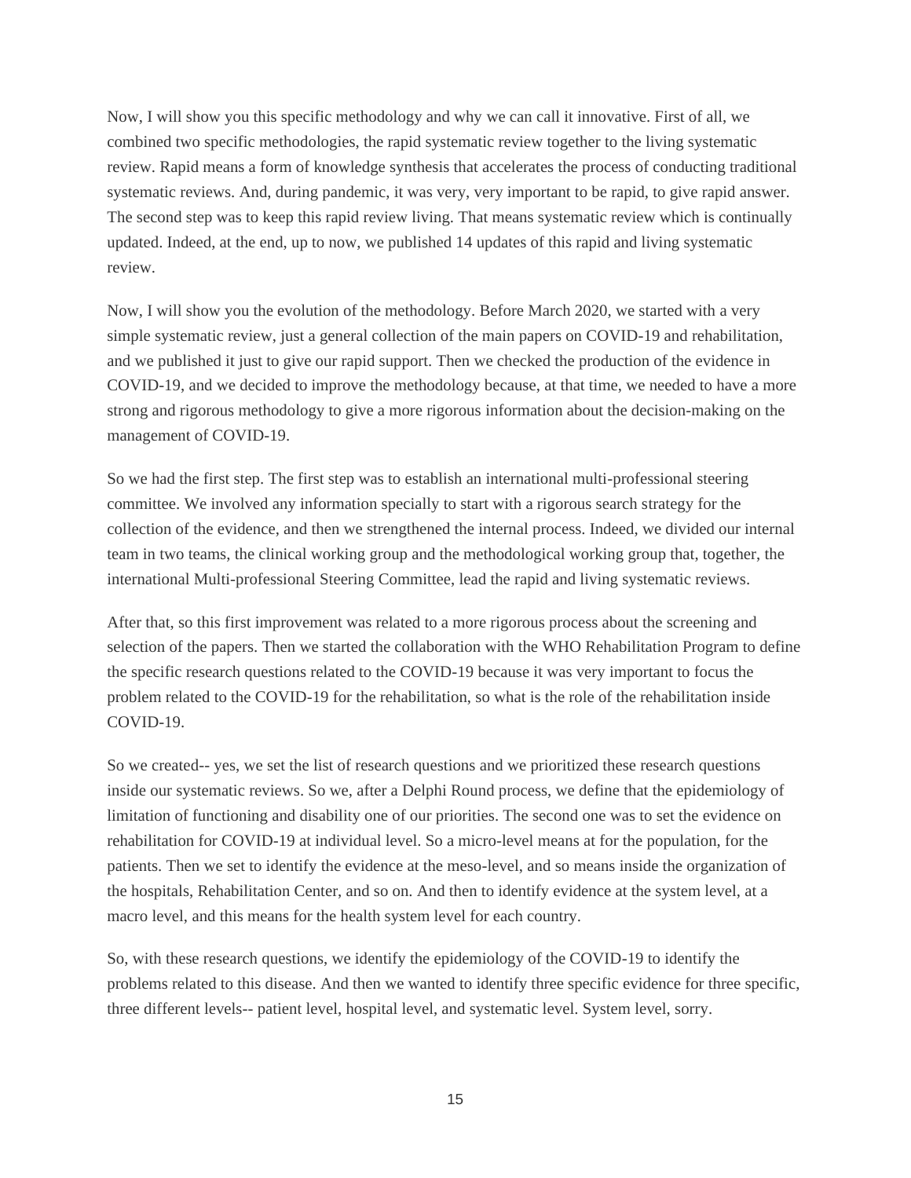Now, I will show you this specific methodology and why we can call it innovative. First of all, we combined two specific methodologies, the rapid systematic review together to the living systematic review. Rapid means a form of knowledge synthesis that accelerates the process of conducting traditional systematic reviews. And, during pandemic, it was very, very important to be rapid, to give rapid answer. The second step was to keep this rapid review living. That means systematic review which is continually updated. Indeed, at the end, up to now, we published 14 updates of this rapid and living systematic review.

Now, I will show you the evolution of the methodology. Before March 2020, we started with a very simple systematic review, just a general collection of the main papers on COVID-19 and rehabilitation, and we published it just to give our rapid support. Then we checked the production of the evidence in COVID-19, and we decided to improve the methodology because, at that time, we needed to have a more strong and rigorous methodology to give a more rigorous information about the decision-making on the management of COVID-19.

So we had the first step. The first step was to establish an international multi-professional steering committee. We involved any information specially to start with a rigorous search strategy for the collection of the evidence, and then we strengthened the internal process. Indeed, we divided our internal team in two teams, the clinical working group and the methodological working group that, together, the international Multi-professional Steering Committee, lead the rapid and living systematic reviews.

After that, so this first improvement was related to a more rigorous process about the screening and selection of the papers. Then we started the collaboration with the WHO Rehabilitation Program to define the specific research questions related to the COVID-19 because it was very important to focus the problem related to the COVID-19 for the rehabilitation, so what is the role of the rehabilitation inside COVID-19.

So we created-- yes, we set the list of research questions and we prioritized these research questions inside our systematic reviews. So we, after a Delphi Round process, we define that the epidemiology of limitation of functioning and disability one of our priorities. The second one was to set the evidence on rehabilitation for COVID-19 at individual level. So a micro-level means at for the population, for the patients. Then we set to identify the evidence at the meso-level, and so means inside the organization of the hospitals, Rehabilitation Center, and so on. And then to identify evidence at the system level, at a macro level, and this means for the health system level for each country.

So, with these research questions, we identify the epidemiology of the COVID-19 to identify the problems related to this disease. And then we wanted to identify three specific evidence for three specific, three different levels-- patient level, hospital level, and systematic level. System level, sorry.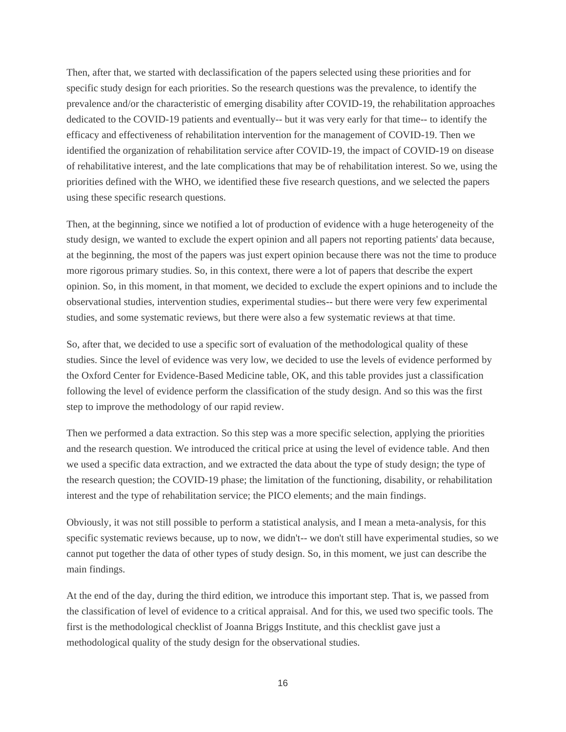Then, after that, we started with declassification of the papers selected using these priorities and for specific study design for each priorities. So the research questions was the prevalence, to identify the prevalence and/or the characteristic of emerging disability after COVID-19, the rehabilitation approaches dedicated to the COVID-19 patients and eventually-- but it was very early for that time-- to identify the efficacy and effectiveness of rehabilitation intervention for the management of COVID-19. Then we identified the organization of rehabilitation service after COVID-19, the impact of COVID-19 on disease of rehabilitative interest, and the late complications that may be of rehabilitation interest. So we, using the priorities defined with the WHO, we identified these five research questions, and we selected the papers using these specific research questions.

Then, at the beginning, since we notified a lot of production of evidence with a huge heterogeneity of the study design, we wanted to exclude the expert opinion and all papers not reporting patients' data because, at the beginning, the most of the papers was just expert opinion because there was not the time to produce more rigorous primary studies. So, in this context, there were a lot of papers that describe the expert opinion. So, in this moment, in that moment, we decided to exclude the expert opinions and to include the observational studies, intervention studies, experimental studies-- but there were very few experimental studies, and some systematic reviews, but there were also a few systematic reviews at that time.

So, after that, we decided to use a specific sort of evaluation of the methodological quality of these studies. Since the level of evidence was very low, we decided to use the levels of evidence performed by the Oxford Center for Evidence-Based Medicine table, OK, and this table provides just a classification following the level of evidence perform the classification of the study design. And so this was the first step to improve the methodology of our rapid review.

Then we performed a data extraction. So this step was a more specific selection, applying the priorities and the research question. We introduced the critical price at using the level of evidence table. And then we used a specific data extraction, and we extracted the data about the type of study design; the type of the research question; the COVID-19 phase; the limitation of the functioning, disability, or rehabilitation interest and the type of rehabilitation service; the PICO elements; and the main findings.

Obviously, it was not still possible to perform a statistical analysis, and I mean a meta-analysis, for this specific systematic reviews because, up to now, we didn't-- we don't still have experimental studies, so we cannot put together the data of other types of study design. So, in this moment, we just can describe the main findings.

At the end of the day, during the third edition, we introduce this important step. That is, we passed from the classification of level of evidence to a critical appraisal. And for this, we used two specific tools. The first is the methodological checklist of Joanna Briggs Institute, and this checklist gave just a methodological quality of the study design for the observational studies.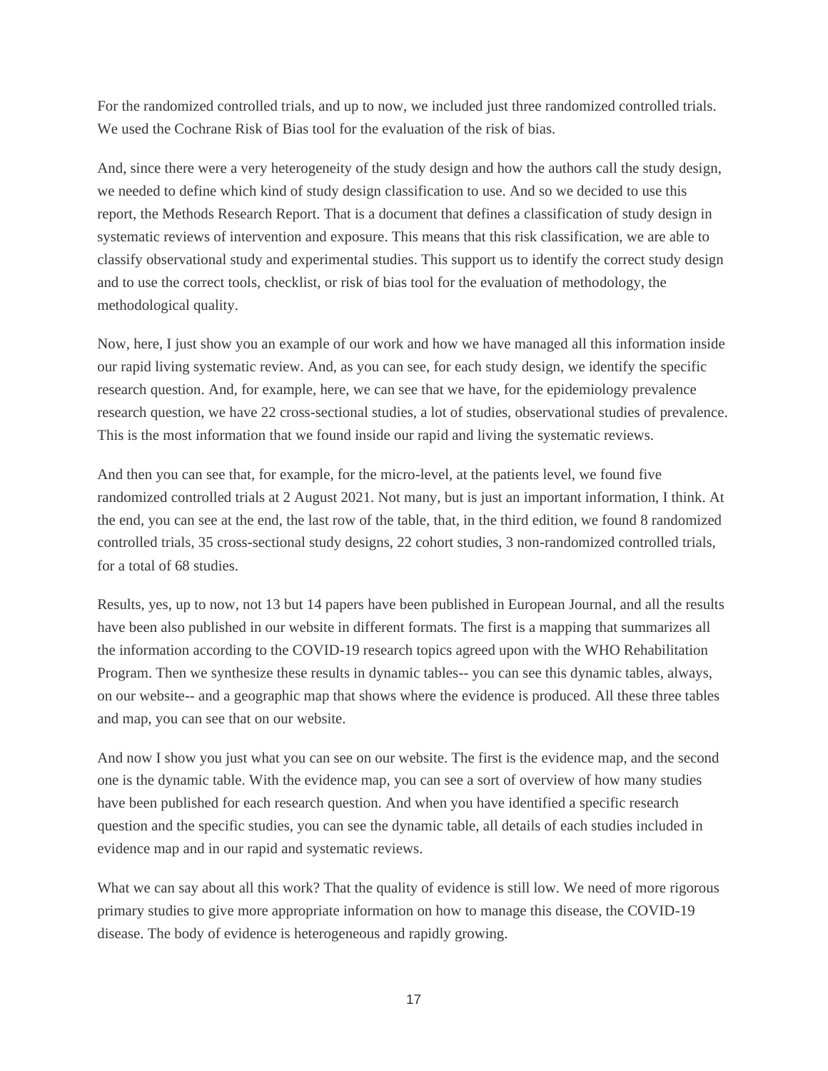For the randomized controlled trials, and up to now, we included just three randomized controlled trials. We used the Cochrane Risk of Bias tool for the evaluation of the risk of bias.

And, since there were a very heterogeneity of the study design and how the authors call the study design, we needed to define which kind of study design classification to use. And so we decided to use this report, the Methods Research Report. That is a document that defines a classification of study design in systematic reviews of intervention and exposure. This means that this risk classification, we are able to classify observational study and experimental studies. This support us to identify the correct study design and to use the correct tools, checklist, or risk of bias tool for the evaluation of methodology, the methodological quality.

Now, here, I just show you an example of our work and how we have managed all this information inside our rapid living systematic review. And, as you can see, for each study design, we identify the specific research question. And, for example, here, we can see that we have, for the epidemiology prevalence research question, we have 22 cross-sectional studies, a lot of studies, observational studies of prevalence. This is the most information that we found inside our rapid and living the systematic reviews.

And then you can see that, for example, for the micro-level, at the patients level, we found five randomized controlled trials at 2 August 2021. Not many, but is just an important information, I think. At the end, you can see at the end, the last row of the table, that, in the third edition, we found 8 randomized controlled trials, 35 cross-sectional study designs, 22 cohort studies, 3 non-randomized controlled trials, for a total of 68 studies.

Results, yes, up to now, not 13 but 14 papers have been published in European Journal, and all the results have been also published in our website in different formats. The first is a mapping that summarizes all the information according to the COVID-19 research topics agreed upon with the WHO Rehabilitation Program. Then we synthesize these results in dynamic tables-- you can see this dynamic tables, always, on our website-- and a geographic map that shows where the evidence is produced. All these three tables and map, you can see that on our website.

And now I show you just what you can see on our website. The first is the evidence map, and the second one is the dynamic table. With the evidence map, you can see a sort of overview of how many studies have been published for each research question. And when you have identified a specific research question and the specific studies, you can see the dynamic table, all details of each studies included in evidence map and in our rapid and systematic reviews.

What we can say about all this work? That the quality of evidence is still low. We need of more rigorous primary studies to give more appropriate information on how to manage this disease, the COVID-19 disease. The body of evidence is heterogeneous and rapidly growing.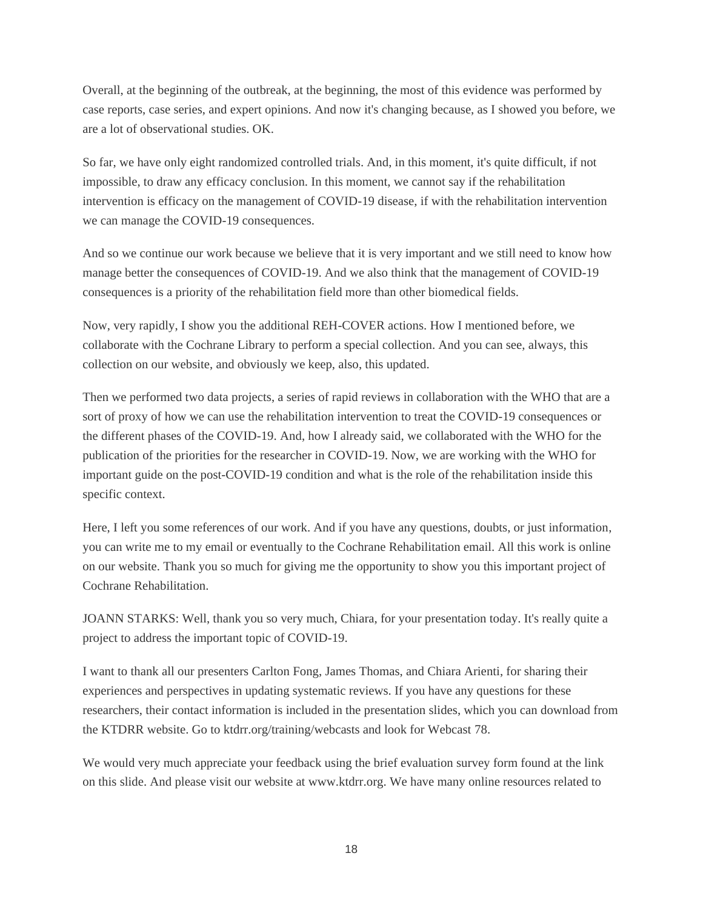Overall, at the beginning of the outbreak, at the beginning, the most of this evidence was performed by case reports, case series, and expert opinions. And now it's changing because, as I showed you before, we are a lot of observational studies. OK.

So far, we have only eight randomized controlled trials. And, in this moment, it's quite difficult, if not impossible, to draw any efficacy conclusion. In this moment, we cannot say if the rehabilitation intervention is efficacy on the management of COVID-19 disease, if with the rehabilitation intervention we can manage the COVID-19 consequences.

And so we continue our work because we believe that it is very important and we still need to know how manage better the consequences of COVID-19. And we also think that the management of COVID-19 consequences is a priority of the rehabilitation field more than other biomedical fields.

Now, very rapidly, I show you the additional REH-COVER actions. How I mentioned before, we collaborate with the Cochrane Library to perform a special collection. And you can see, always, this collection on our website, and obviously we keep, also, this updated.

Then we performed two data projects, a series of rapid reviews in collaboration with the WHO that are a sort of proxy of how we can use the rehabilitation intervention to treat the COVID-19 consequences or the different phases of the COVID-19. And, how I already said, we collaborated with the WHO for the publication of the priorities for the researcher in COVID-19. Now, we are working with the WHO for important guide on the post-COVID-19 condition and what is the role of the rehabilitation inside this specific context.

Here, I left you some references of our work. And if you have any questions, doubts, or just information, you can write me to my email or eventually to the Cochrane Rehabilitation email. All this work is online on our website. Thank you so much for giving me the opportunity to show you this important project of Cochrane Rehabilitation.

JOANN STARKS: Well, thank you so very much, Chiara, for your presentation today. It's really quite a project to address the important topic of COVID-19.

I want to thank all our presenters Carlton Fong, James Thomas, and Chiara Arienti, for sharing their experiences and perspectives in updating systematic reviews. If you have any questions for these researchers, their contact information is included in the presentation slides, which you can download from the KTDRR website. Go to ktdrr.org/training/webcasts and look for Webcast 78.

We would very much appreciate your feedback using the brief evaluation survey form found at the link on this slide. And please visit our website at www.ktdrr.org. We have many online resources related to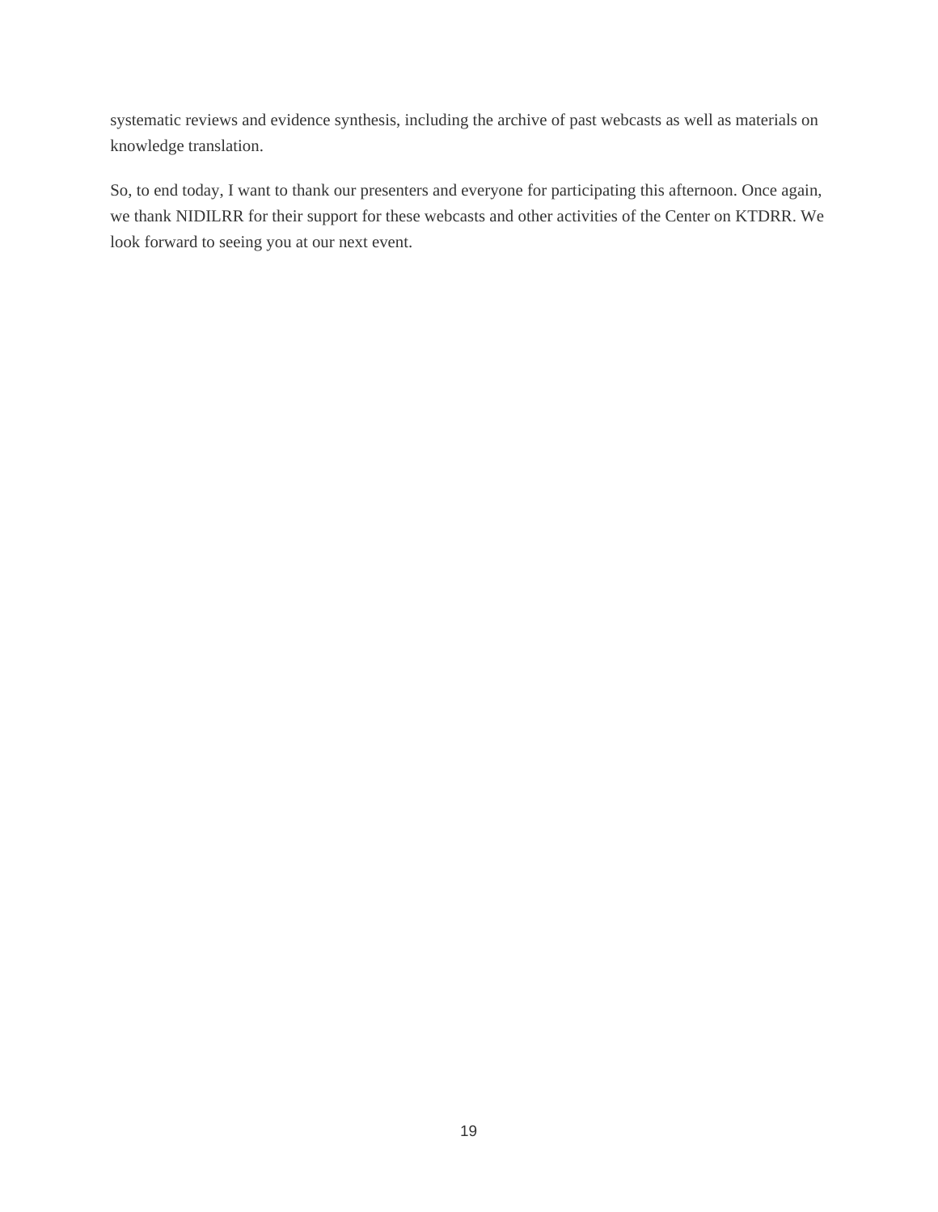systematic reviews and evidence synthesis, including the archive of past webcasts as well as materials on knowledge translation.

So, to end today, I want to thank our presenters and everyone for participating this afternoon. Once again, we thank NIDILRR for their support for these webcasts and other activities of the Center on KTDRR. We look forward to seeing you at our next event.